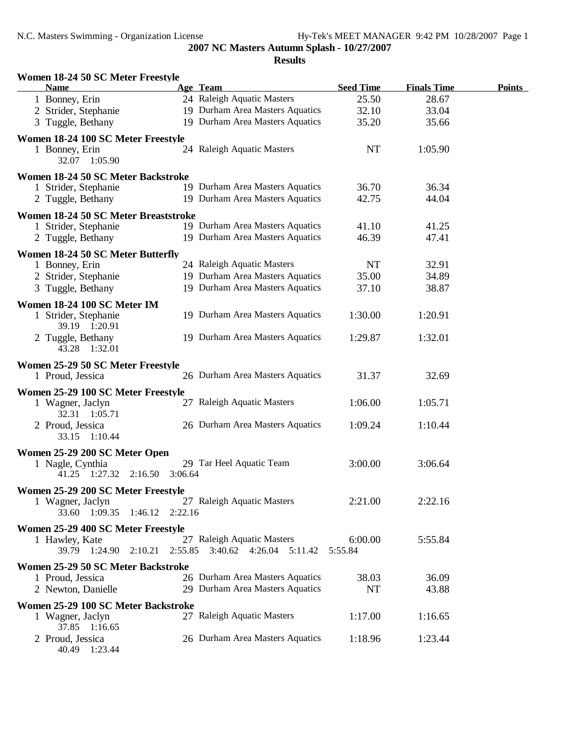## 2007 NC Masters Autumn Splash - 10/27/2007

### Results

**Women 18-24 50 SC Meter Freestyle**

| Name | Age | Team | Seed Time | Finals Time | Points |
|---|---|---|---|---|---|
| 1 Bonney, Erin | 24 | Raleigh Aquatic Masters | 25.50 | 28.67 | |
| 2 Strider, Stephanie | 19 | Durham Area Masters Aquatics | 32.10 | 33.04 | |
| 3 Tuggle, Bethany | 19 | Durham Area Masters Aquatics | 35.20 | 35.66 | |

**Women 18-24 100 SC Meter Freestyle**

| Name | Age | Team | Seed Time | Finals Time | Points |
|---|---|---|---|---|---|
| 1 Bonney, Erin | 24 | Raleigh Aquatic Masters | NT | 1:05.90 | |
| 32.07 1:05.90 | | | | | |

**Women 18-24 50 SC Meter Backstroke**

| Name | Age | Team | Seed Time | Finals Time | Points |
|---|---|---|---|---|---|
| 1 Strider, Stephanie | 19 | Durham Area Masters Aquatics | 36.70 | 36.34 | |
| 2 Tuggle, Bethany | 19 | Durham Area Masters Aquatics | 42.75 | 44.04 | |

**Women 18-24 50 SC Meter Breaststroke**

| Name | Age | Team | Seed Time | Finals Time | Points |
|---|---|---|---|---|---|
| 1 Strider, Stephanie | 19 | Durham Area Masters Aquatics | 41.10 | 41.25 | |
| 2 Tuggle, Bethany | 19 | Durham Area Masters Aquatics | 46.39 | 47.41 | |

**Women 18-24 50 SC Meter Butterfly**

| Name | Age | Team | Seed Time | Finals Time | Points |
|---|---|---|---|---|---|
| 1 Bonney, Erin | 24 | Raleigh Aquatic Masters | NT | 32.91 | |
| 2 Strider, Stephanie | 19 | Durham Area Masters Aquatics | 35.00 | 34.89 | |
| 3 Tuggle, Bethany | 19 | Durham Area Masters Aquatics | 37.10 | 38.87 | |

**Women 18-24 100 SC Meter IM**

| Name | Age | Team | Seed Time | Finals Time | Points |
|---|---|---|---|---|---|
| 1 Strider, Stephanie | 19 | Durham Area Masters Aquatics | 1:30.00 | 1:20.91 | |
| 39.19 1:20.91 | | | | | |
| 2 Tuggle, Bethany | 19 | Durham Area Masters Aquatics | 1:29.87 | 1:32.01 | |
| 43.28 1:32.01 | | | | | |

**Women 25-29 50 SC Meter Freestyle**

| Name | Age | Team | Seed Time | Finals Time | Points |
|---|---|---|---|---|---|
| 1 Proud, Jessica | 26 | Durham Area Masters Aquatics | 31.37 | 32.69 | |

**Women 25-29 100 SC Meter Freestyle**

| Name | Age | Team | Seed Time | Finals Time | Points |
|---|---|---|---|---|---|
| 1 Wagner, Jaclyn | 27 | Raleigh Aquatic Masters | 1:06.00 | 1:05.71 | |
| 32.31 1:05.71 | | | | | |
| 2 Proud, Jessica | 26 | Durham Area Masters Aquatics | 1:09.24 | 1:10.44 | |
| 33.15 1:10.44 | | | | | |

**Women 25-29 200 SC Meter Open**

| Name | Age | Team | Seed Time | Finals Time | Points |
|---|---|---|---|---|---|
| 1 Nagle, Cynthia | 29 | Tar Heel Aquatic Team | 3:00.00 | 3:06.64 | |
| 41.25 1:27.32 2:16.50 3:06.64 | | | | | |

**Women 25-29 200 SC Meter Freestyle**

| Name | Age | Team | Seed Time | Finals Time | Points |
|---|---|---|---|---|---|
| 1 Wagner, Jaclyn | 27 | Raleigh Aquatic Masters | 2:21.00 | 2:22.16 | |
| 33.60 1:09.35 1:46.12 2:22.16 | | | | | |

**Women 25-29 400 SC Meter Freestyle**

| Name | Age | Team | Seed Time | Finals Time | Points |
|---|---|---|---|---|---|
| 1 Hawley, Kate | 27 | Raleigh Aquatic Masters | 6:00.00 | 5:55.84 | |
| 39.79 1:24.90 2:10.21 2:55.85 3:40.62 4:26.04 5:11.42 5:55.84 | | | | | |

**Women 25-29 50 SC Meter Backstroke**

| Name | Age | Team | Seed Time | Finals Time | Points |
|---|---|---|---|---|---|
| 1 Proud, Jessica | 26 | Durham Area Masters Aquatics | 38.03 | 36.09 | |
| 2 Newton, Danielle | 29 | Durham Area Masters Aquatics | NT | 43.88 | |

**Women 25-29 100 SC Meter Backstroke**

| Name | Age | Team | Seed Time | Finals Time | Points |
|---|---|---|---|---|---|
| 1 Wagner, Jaclyn | 27 | Raleigh Aquatic Masters | 1:17.00 | 1:16.65 | |
| 37.85 1:16.65 | | | | | |
| 2 Proud, Jessica | 26 | Durham Area Masters Aquatics | 1:18.96 | 1:23.44 | |
| 40.49 1:23.44 | | | | | |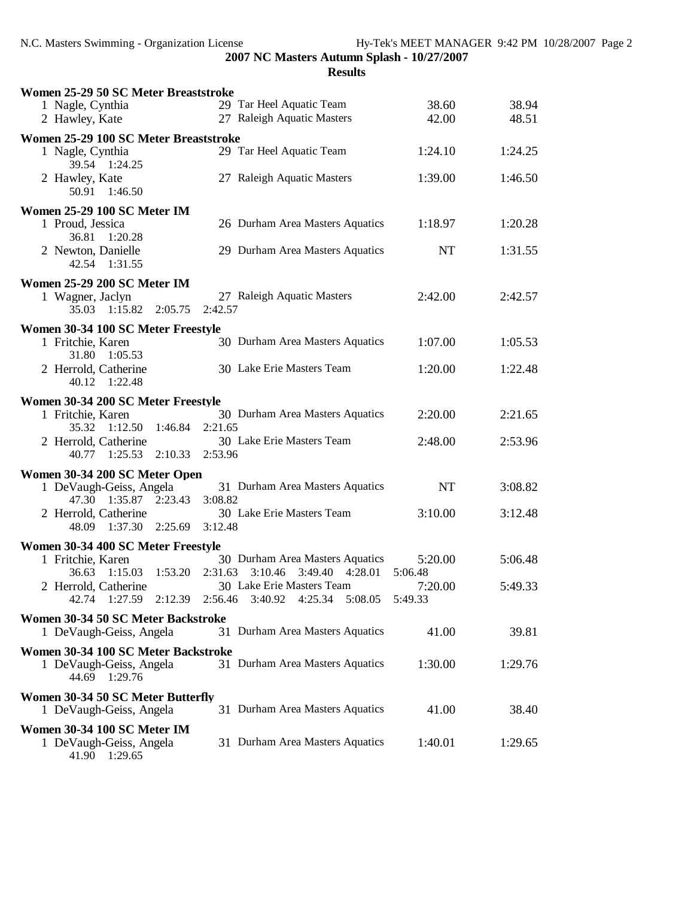## 2007 NC Masters Autumn Splash - 10/27/2007

### Results

**Women 25-29 50 SC Meter Breaststroke**

| Place | Name | Age | Team | Seed Time | Finals Time |
|---|---|---|---|---|---|
| 1 | Nagle, Cynthia | 29 | Tar Heel Aquatic Team | 38.60 | 38.94 |
| 2 | Hawley, Kate | 27 | Raleigh Aquatic Masters | 42.00 | 48.51 |

**Women 25-29 100 SC Meter Breaststroke**

| Place | Name | Age | Team | Seed Time | Finals Time |
|---|---|---|---|---|---|
| 1 | Nagle, Cynthia | 29 | Tar Heel Aquatic Team | 1:24.10 | 1:24.25 |
| | 39.54 1:24.25 | | | | |
| 2 | Hawley, Kate | 27 | Raleigh Aquatic Masters | 1:39.00 | 1:46.50 |
| | 50.91 1:46.50 | | | | |

**Women 25-29 100 SC Meter IM**

| Place | Name | Age | Team | Seed Time | Finals Time |
|---|---|---|---|---|---|
| 1 | Proud, Jessica | 26 | Durham Area Masters Aquatics | 1:18.97 | 1:20.28 |
| | 36.81 1:20.28 | | | | |
| 2 | Newton, Danielle | 29 | Durham Area Masters Aquatics | NT | 1:31.55 |
| | 42.54 1:31.55 | | | | |

**Women 25-29 200 SC Meter IM**

| Place | Name | Age | Team | Seed Time | Finals Time |
|---|---|---|---|---|---|
| 1 | Wagner, Jaclyn | 27 | Raleigh Aquatic Masters | 2:42.00 | 2:42.57 |
| | 35.03 1:15.82 2:05.75 2:42.57 | | | | |

**Women 30-34 100 SC Meter Freestyle**

| Place | Name | Age | Team | Seed Time | Finals Time |
|---|---|---|---|---|---|
| 1 | Fritchie, Karen | 30 | Durham Area Masters Aquatics | 1:07.00 | 1:05.53 |
| | 31.80 1:05.53 | | | | |
| 2 | Herrold, Catherine | 30 | Lake Erie Masters Team | 1:20.00 | 1:22.48 |
| | 40.12 1:22.48 | | | | |

**Women 30-34 200 SC Meter Freestyle**

| Place | Name | Age | Team | Seed Time | Finals Time |
|---|---|---|---|---|---|
| 1 | Fritchie, Karen | 30 | Durham Area Masters Aquatics | 2:20.00 | 2:21.65 |
| | 35.32 1:12.50 1:46.84 2:21.65 | | | | |
| 2 | Herrold, Catherine | 30 | Lake Erie Masters Team | 2:48.00 | 2:53.96 |
| | 40.77 1:25.53 2:10.33 2:53.96 | | | | |

**Women 30-34 200 SC Meter Open**

| Place | Name | Age | Team | Seed Time | Finals Time |
|---|---|---|---|---|---|
| 1 | DeVaugh-Geiss, Angela | 31 | Durham Area Masters Aquatics | NT | 3:08.82 |
| | 47.30 1:35.87 2:23.43 3:08.82 | | | | |
| 2 | Herrold, Catherine | 30 | Lake Erie Masters Team | 3:10.00 | 3:12.48 |
| | 48.09 1:37.30 2:25.69 3:12.48 | | | | |

**Women 30-34 400 SC Meter Freestyle**

| Place | Name | Age | Team | Seed Time | Finals Time |
|---|---|---|---|---|---|
| 1 | Fritchie, Karen | 30 | Durham Area Masters Aquatics | 5:20.00 | 5:06.48 |
| | 36.63 1:15.03 1:53.20 2:31.63 3:10.46 3:49.40 4:28.01 5:06.48 | | | | |
| 2 | Herrold, Catherine | 30 | Lake Erie Masters Team | 7:20.00 | 5:49.33 |
| | 42.74 1:27.59 2:12.39 2:56.46 3:40.92 4:25.34 5:08.05 5:49.33 | | | | |

**Women 30-34 50 SC Meter Backstroke**

| Place | Name | Age | Team | Seed Time | Finals Time |
|---|---|---|---|---|---|
| 1 | DeVaugh-Geiss, Angela | 31 | Durham Area Masters Aquatics | 41.00 | 39.81 |

**Women 30-34 100 SC Meter Backstroke**

| Place | Name | Age | Team | Seed Time | Finals Time |
|---|---|---|---|---|---|
| 1 | DeVaugh-Geiss, Angela | 31 | Durham Area Masters Aquatics | 1:30.00 | 1:29.76 |
| | 44.69 1:29.76 | | | | |

**Women 30-34 50 SC Meter Butterfly**

| Place | Name | Age | Team | Seed Time | Finals Time |
|---|---|---|---|---|---|
| 1 | DeVaugh-Geiss, Angela | 31 | Durham Area Masters Aquatics | 41.00 | 38.40 |

**Women 30-34 100 SC Meter IM**

| Place | Name | Age | Team | Seed Time | Finals Time |
|---|---|---|---|---|---|
| 1 | DeVaugh-Geiss, Angela | 31 | Durham Area Masters Aquatics | 1:40.01 | 1:29.65 |
| | 41.90 1:29.65 | | | | |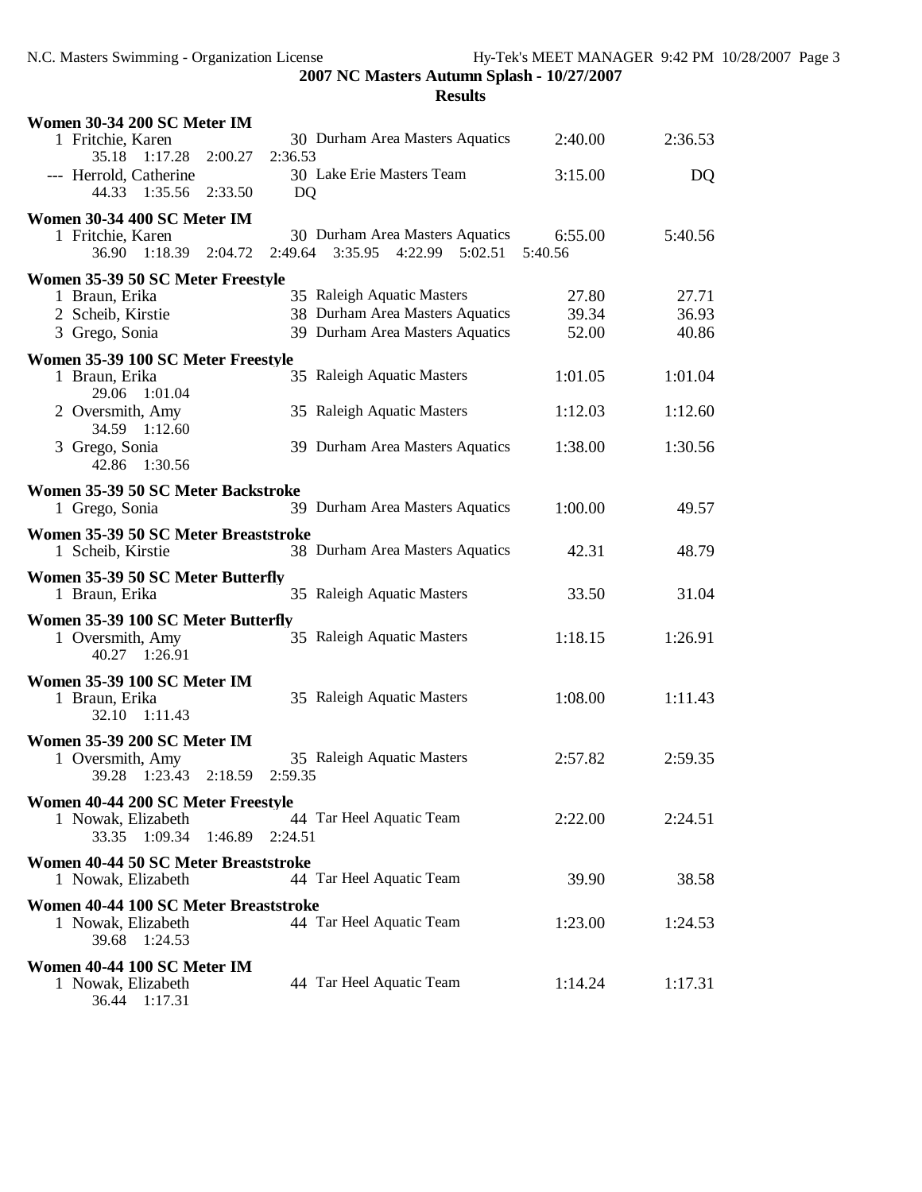## 2007 NC Masters Autumn Splash - 10/27/2007

### Results

**Women 30-34 200 SC Meter IM**

| Place | Name | Age | Team | Seed Time | Finals Time |
|---|---|---|---|---|---|
| 1 | Fritchie, Karen | 30 | Durham Area Masters Aquatics | 2:40.00 | 2:36.53 |
| | 35.18 1:17.28 2:00.27 2:36.53 | | | | |
| --- | Herrold, Catherine | 30 | Lake Erie Masters Team | 3:15.00 | DQ |
| | 44.33 1:35.56 2:33.50 DQ | | | | |

**Women 30-34 400 SC Meter IM**

| Place | Name | Age | Team | Seed Time | Finals Time |
|---|---|---|---|---|---|
| 1 | Fritchie, Karen | 30 | Durham Area Masters Aquatics | 6:55.00 | 5:40.56 |
| | 36.90 1:18.39 2:04.72 2:49.64 3:35.95 4:22.99 5:02.51 5:40.56 | | | | |

**Women 35-39 50 SC Meter Freestyle**

| Place | Name | Age | Team | Seed Time | Finals Time |
|---|---|---|---|---|---|
| 1 | Braun, Erika | 35 | Raleigh Aquatic Masters | 27.80 | 27.71 |
| 2 | Scheib, Kirstie | 38 | Durham Area Masters Aquatics | 39.34 | 36.93 |
| 3 | Grego, Sonia | 39 | Durham Area Masters Aquatics | 52.00 | 40.86 |

**Women 35-39 100 SC Meter Freestyle**

| Place | Name | Age | Team | Seed Time | Finals Time |
|---|---|---|---|---|---|
| 1 | Braun, Erika | 35 | Raleigh Aquatic Masters | 1:01.05 | 1:01.04 |
| | 29.06 1:01.04 | | | | |
| 2 | Oversmith, Amy | 35 | Raleigh Aquatic Masters | 1:12.03 | 1:12.60 |
| | 34.59 1:12.60 | | | | |
| 3 | Grego, Sonia | 39 | Durham Area Masters Aquatics | 1:38.00 | 1:30.56 |
| | 42.86 1:30.56 | | | | |

**Women 35-39 50 SC Meter Backstroke**

| Place | Name | Age | Team | Seed Time | Finals Time |
|---|---|---|---|---|---|
| 1 | Grego, Sonia | 39 | Durham Area Masters Aquatics | 1:00.00 | 49.57 |

**Women 35-39 50 SC Meter Breaststroke**

| Place | Name | Age | Team | Seed Time | Finals Time |
|---|---|---|---|---|---|
| 1 | Scheib, Kirstie | 38 | Durham Area Masters Aquatics | 42.31 | 48.79 |

**Women 35-39 50 SC Meter Butterfly**

| Place | Name | Age | Team | Seed Time | Finals Time |
|---|---|---|---|---|---|
| 1 | Braun, Erika | 35 | Raleigh Aquatic Masters | 33.50 | 31.04 |

**Women 35-39 100 SC Meter Butterfly**

| Place | Name | Age | Team | Seed Time | Finals Time |
|---|---|---|---|---|---|
| 1 | Oversmith, Amy | 35 | Raleigh Aquatic Masters | 1:18.15 | 1:26.91 |
| | 40.27 1:26.91 | | | | |

**Women 35-39 100 SC Meter IM**

| Place | Name | Age | Team | Seed Time | Finals Time |
|---|---|---|---|---|---|
| 1 | Braun, Erika | 35 | Raleigh Aquatic Masters | 1:08.00 | 1:11.43 |
| | 32.10 1:11.43 | | | | |

**Women 35-39 200 SC Meter IM**

| Place | Name | Age | Team | Seed Time | Finals Time |
|---|---|---|---|---|---|
| 1 | Oversmith, Amy | 35 | Raleigh Aquatic Masters | 2:57.82 | 2:59.35 |
| | 39.28 1:23.43 2:18.59 2:59.35 | | | | |

**Women 40-44 200 SC Meter Freestyle**

| Place | Name | Age | Team | Seed Time | Finals Time |
|---|---|---|---|---|---|
| 1 | Nowak, Elizabeth | 44 | Tar Heel Aquatic Team | 2:22.00 | 2:24.51 |
| | 33.35 1:09.34 1:46.89 2:24.51 | | | | |

**Women 40-44 50 SC Meter Breaststroke**

| Place | Name | Age | Team | Seed Time | Finals Time |
|---|---|---|---|---|---|
| 1 | Nowak, Elizabeth | 44 | Tar Heel Aquatic Team | 39.90 | 38.58 |

**Women 40-44 100 SC Meter Breaststroke**

| Place | Name | Age | Team | Seed Time | Finals Time |
|---|---|---|---|---|---|
| 1 | Nowak, Elizabeth | 44 | Tar Heel Aquatic Team | 1:23.00 | 1:24.53 |
| | 39.68 1:24.53 | | | | |

**Women 40-44 100 SC Meter IM**

| Place | Name | Age | Team | Seed Time | Finals Time |
|---|---|---|---|---|---|
| 1 | Nowak, Elizabeth | 44 | Tar Heel Aquatic Team | 1:14.24 | 1:17.31 |
| | 36.44 1:17.31 | | | | |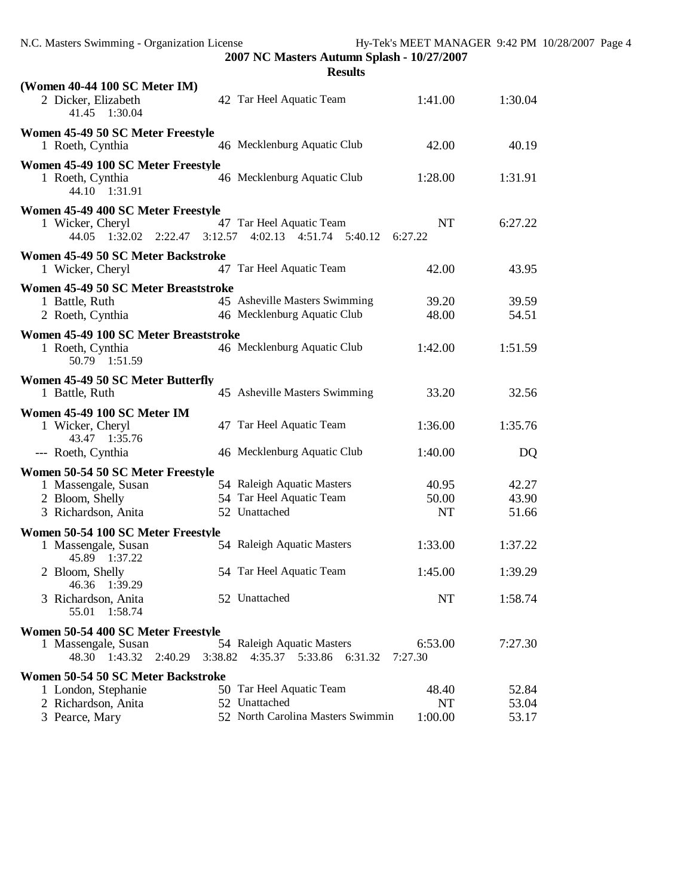**2007 NC Masters Autumn Splash - 10/27/2007**

**Results**

**(Women 40-44 100 SC Meter IM)**

| | Name | Age | Team | Seed Time | Finals Time |
|---|---|---|---|---|---|
| 2 | Dicker, Elizabeth | 42 | Tar Heel Aquatic Team | 1:41.00 | 1:30.04 |
| | 41.45 1:30.04 | | | | |

**Women 45-49 50 SC Meter Freestyle**

| | Name | Age | Team | Seed Time | Finals Time |
|---|---|---|---|---|---|
| 1 | Roeth, Cynthia | 46 | Mecklenburg Aquatic Club | 42.00 | 40.19 |

**Women 45-49 100 SC Meter Freestyle**

| | Name | Age | Team | Seed Time | Finals Time |
|---|---|---|---|---|---|
| 1 | Roeth, Cynthia | 46 | Mecklenburg Aquatic Club | 1:28.00 | 1:31.91 |
| | 44.10 1:31.91 | | | | |

**Women 45-49 400 SC Meter Freestyle**

| | Name | Age | Team | Seed Time | Finals Time |
|---|---|---|---|---|---|
| 1 | Wicker, Cheryl | 47 | Tar Heel Aquatic Team | NT | 6:27.22 |
| | 44.05 1:32.02 2:22.47 3:12.57 4:02.13 4:51.74 5:40.12 6:27.22 | | | | |

**Women 45-49 50 SC Meter Backstroke**

| | Name | Age | Team | Seed Time | Finals Time |
|---|---|---|---|---|---|
| 1 | Wicker, Cheryl | 47 | Tar Heel Aquatic Team | 42.00 | 43.95 |

**Women 45-49 50 SC Meter Breaststroke**

| | Name | Age | Team | Seed Time | Finals Time |
|---|---|---|---|---|---|
| 1 | Battle, Ruth | 45 | Asheville Masters Swimming | 39.20 | 39.59 |
| 2 | Roeth, Cynthia | 46 | Mecklenburg Aquatic Club | 48.00 | 54.51 |

**Women 45-49 100 SC Meter Breaststroke**

| | Name | Age | Team | Seed Time | Finals Time |
|---|---|---|---|---|---|
| 1 | Roeth, Cynthia | 46 | Mecklenburg Aquatic Club | 1:42.00 | 1:51.59 |
| | 50.79 1:51.59 | | | | |

**Women 45-49 50 SC Meter Butterfly**

| | Name | Age | Team | Seed Time | Finals Time |
|---|---|---|---|---|---|
| 1 | Battle, Ruth | 45 | Asheville Masters Swimming | 33.20 | 32.56 |

**Women 45-49 100 SC Meter IM**

| | Name | Age | Team | Seed Time | Finals Time |
|---|---|---|---|---|---|
| 1 | Wicker, Cheryl | 47 | Tar Heel Aquatic Team | 1:36.00 | 1:35.76 |
| | 43.47 1:35.76 | | | | |
| --- | Roeth, Cynthia | 46 | Mecklenburg Aquatic Club | 1:40.00 | DQ |

**Women 50-54 50 SC Meter Freestyle**

| | Name | Age | Team | Seed Time | Finals Time |
|---|---|---|---|---|---|
| 1 | Massengale, Susan | 54 | Raleigh Aquatic Masters | 40.95 | 42.27 |
| 2 | Bloom, Shelly | 54 | Tar Heel Aquatic Team | 50.00 | 43.90 |
| 3 | Richardson, Anita | 52 | Unattached | NT | 51.66 |

**Women 50-54 100 SC Meter Freestyle**

| | Name | Age | Team | Seed Time | Finals Time |
|---|---|---|---|---|---|
| 1 | Massengale, Susan | 54 | Raleigh Aquatic Masters | 1:33.00 | 1:37.22 |
| | 45.89 1:37.22 | | | | |
| 2 | Bloom, Shelly | 54 | Tar Heel Aquatic Team | 1:45.00 | 1:39.29 |
| | 46.36 1:39.29 | | | | |
| 3 | Richardson, Anita | 52 | Unattached | NT | 1:58.74 |
| | 55.01 1:58.74 | | | | |

**Women 50-54 400 SC Meter Freestyle**

| | Name | Age | Team | Seed Time | Finals Time |
|---|---|---|---|---|---|
| 1 | Massengale, Susan | 54 | Raleigh Aquatic Masters | 6:53.00 | 7:27.30 |
| | 48.30 1:43.32 2:40.29 3:38.82 4:35.37 5:33.86 6:31.32 7:27.30 | | | | |

**Women 50-54 50 SC Meter Backstroke**

| | Name | Age | Team | Seed Time | Finals Time |
|---|---|---|---|---|---|
| 1 | London, Stephanie | 50 | Tar Heel Aquatic Team | 48.40 | 52.84 |
| 2 | Richardson, Anita | 52 | Unattached | NT | 53.04 |
| 3 | Pearce, Mary | 52 | North Carolina Masters Swimmin | 1:00.00 | 53.17 |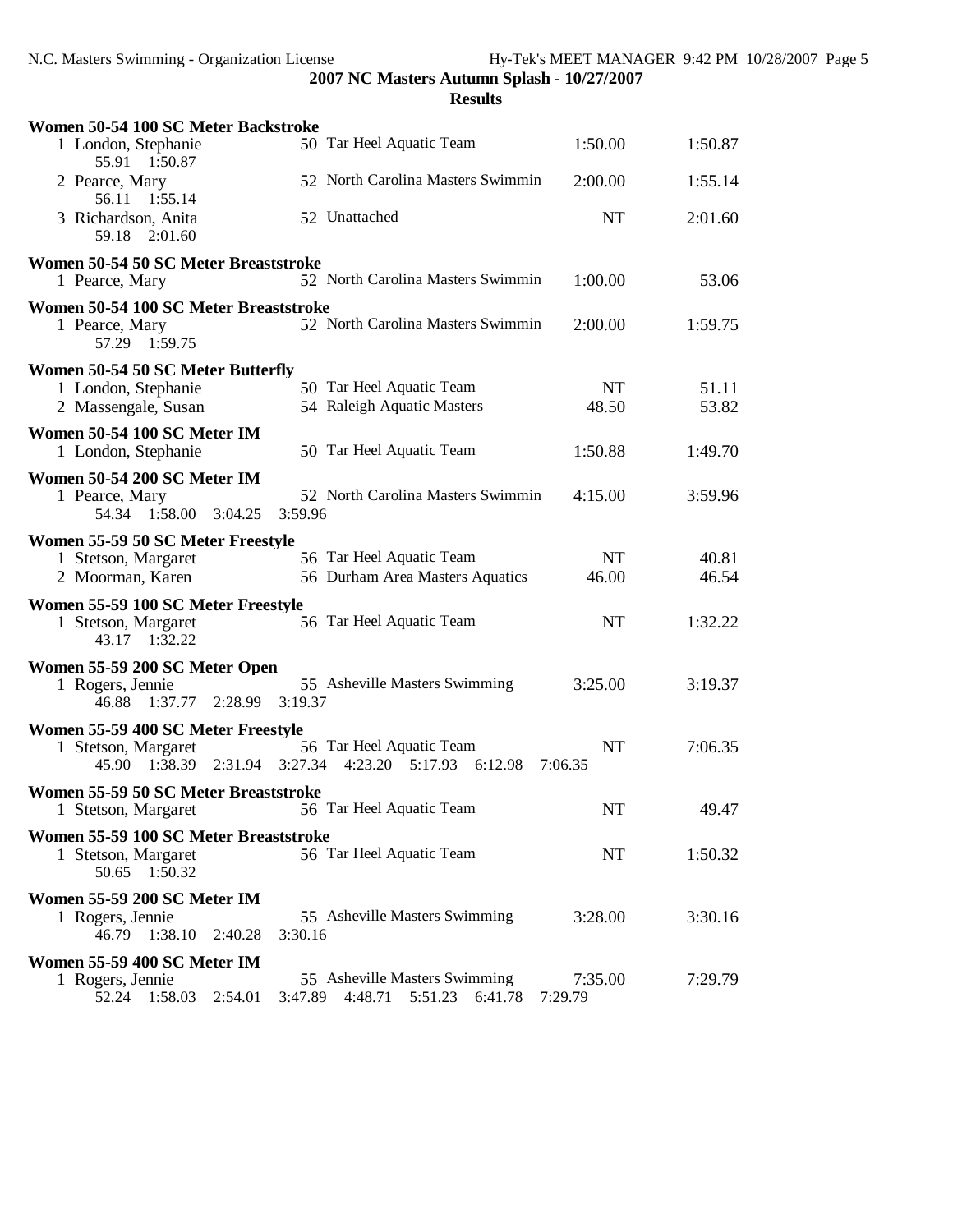**2007 NC Masters Autumn Splash - 10/27/2007**

**Results**

**Women 50-54 100 SC Meter Backstroke**

| Place | Name | Age | Team | Seed Time | Finals Time |
|---|---|---|---|---|---|
| 1 | London, Stephanie | 50 | Tar Heel Aquatic Team | 1:50.00 | 1:50.87 |
| | 55.91  1:50.87 | | | | |
| 2 | Pearce, Mary | 52 | North Carolina Masters Swimmin | 2:00.00 | 1:55.14 |
| | 56.11  1:55.14 | | | | |
| 3 | Richardson, Anita | 52 | Unattached | NT | 2:01.60 |
| | 59.18  2:01.60 | | | | |

**Women 50-54 50 SC Meter Breaststroke**

| Place | Name | Age | Team | Seed Time | Finals Time |
|---|---|---|---|---|---|
| 1 | Pearce, Mary | 52 | North Carolina Masters Swimmin | 1:00.00 | 53.06 |

**Women 50-54 100 SC Meter Breaststroke**

| Place | Name | Age | Team | Seed Time | Finals Time |
|---|---|---|---|---|---|
| 1 | Pearce, Mary | 52 | North Carolina Masters Swimmin | 2:00.00 | 1:59.75 |
| | 57.29  1:59.75 | | | | |

**Women 50-54 50 SC Meter Butterfly**

| Place | Name | Age | Team | Seed Time | Finals Time |
|---|---|---|---|---|---|
| 1 | London, Stephanie | 50 | Tar Heel Aquatic Team | NT | 51.11 |
| 2 | Massengale, Susan | 54 | Raleigh Aquatic Masters | 48.50 | 53.82 |

**Women 50-54 100 SC Meter IM**

| Place | Name | Age | Team | Seed Time | Finals Time |
|---|---|---|---|---|---|
| 1 | London, Stephanie | 50 | Tar Heel Aquatic Team | 1:50.88 | 1:49.70 |

**Women 50-54 200 SC Meter IM**

| Place | Name | Age | Team | Seed Time | Finals Time |
|---|---|---|---|---|---|
| 1 | Pearce, Mary | 52 | North Carolina Masters Swimmin | 4:15.00 | 3:59.96 |
| | 54.34  1:58.00  3:04.25  3:59.96 | | | | |

**Women 55-59 50 SC Meter Freestyle**

| Place | Name | Age | Team | Seed Time | Finals Time |
|---|---|---|---|---|---|
| 1 | Stetson, Margaret | 56 | Tar Heel Aquatic Team | NT | 40.81 |
| 2 | Moorman, Karen | 56 | Durham Area Masters Aquatics | 46.00 | 46.54 |

**Women 55-59 100 SC Meter Freestyle**

| Place | Name | Age | Team | Seed Time | Finals Time |
|---|---|---|---|---|---|
| 1 | Stetson, Margaret | 56 | Tar Heel Aquatic Team | NT | 1:32.22 |
| | 43.17  1:32.22 | | | | |

**Women 55-59 200 SC Meter Open**

| Place | Name | Age | Team | Seed Time | Finals Time |
|---|---|---|---|---|---|
| 1 | Rogers, Jennie | 55 | Asheville Masters Swimming | 3:25.00 | 3:19.37 |
| | 46.88  1:37.77  2:28.99  3:19.37 | | | | |

**Women 55-59 400 SC Meter Freestyle**

| Place | Name | Age | Team | Seed Time | Finals Time |
|---|---|---|---|---|---|
| 1 | Stetson, Margaret | 56 | Tar Heel Aquatic Team | NT | 7:06.35 |
| | 45.90  1:38.39  2:31.94  3:27.34  4:23.20  5:17.93  6:12.98  7:06.35 | | | | |

**Women 55-59 50 SC Meter Breaststroke**

| Place | Name | Age | Team | Seed Time | Finals Time |
|---|---|---|---|---|---|
| 1 | Stetson, Margaret | 56 | Tar Heel Aquatic Team | NT | 49.47 |

**Women 55-59 100 SC Meter Breaststroke**

| Place | Name | Age | Team | Seed Time | Finals Time |
|---|---|---|---|---|---|
| 1 | Stetson, Margaret | 56 | Tar Heel Aquatic Team | NT | 1:50.32 |
| | 50.65  1:50.32 | | | | |

**Women 55-59 200 SC Meter IM**

| Place | Name | Age | Team | Seed Time | Finals Time |
|---|---|---|---|---|---|
| 1 | Rogers, Jennie | 55 | Asheville Masters Swimming | 3:28.00 | 3:30.16 |
| | 46.79  1:38.10  2:40.28  3:30.16 | | | | |

**Women 55-59 400 SC Meter IM**

| Place | Name | Age | Team | Seed Time | Finals Time |
|---|---|---|---|---|---|
| 1 | Rogers, Jennie | 55 | Asheville Masters Swimming | 7:35.00 | 7:29.79 |
| | 52.24  1:58.03  2:54.01  3:47.89  4:48.71  5:51.23  6:41.78  7:29.79 | | | | |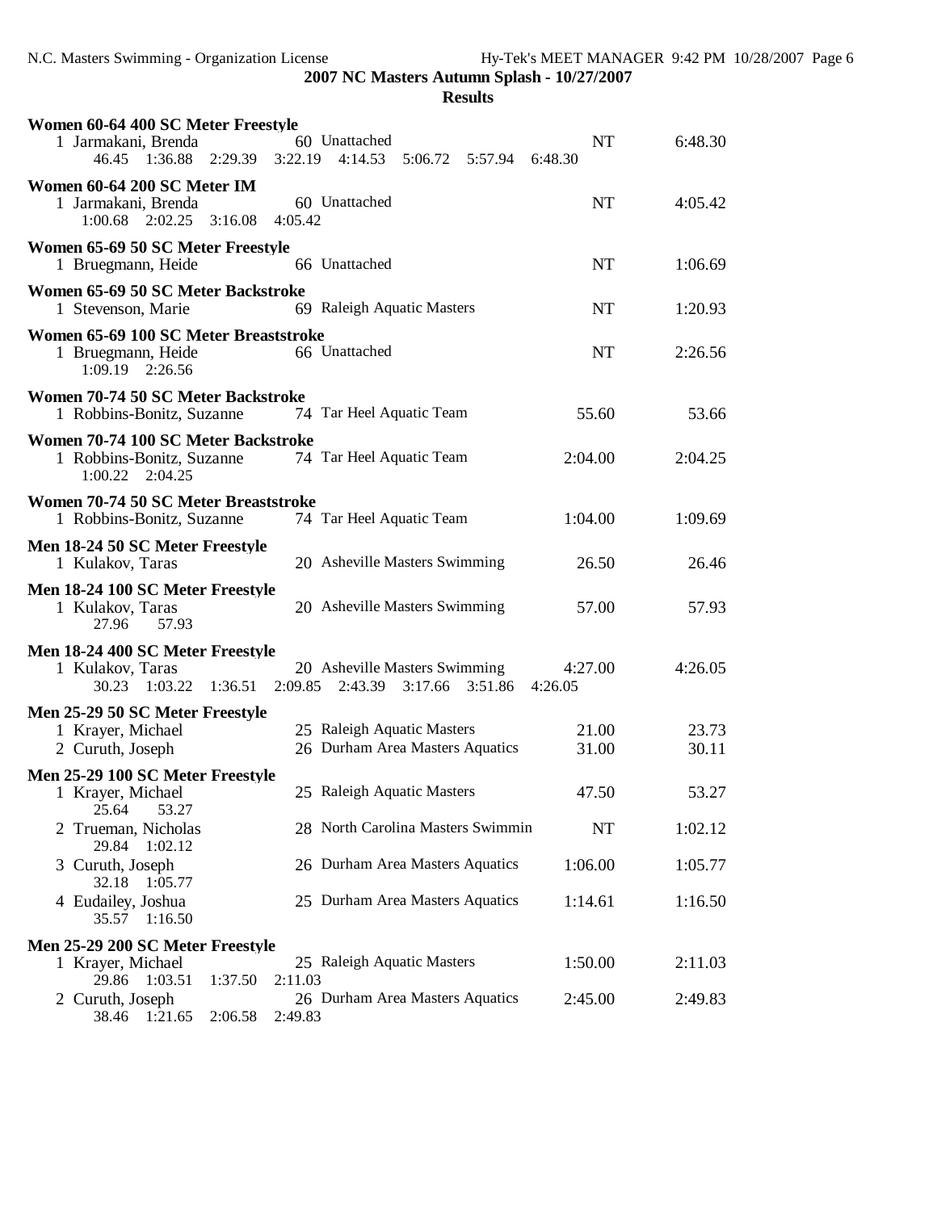**2007 NC Masters Autumn Splash - 10/27/2007**

**Results**

### Women 60-64 400 SC Meter Freestyle

| Place | Name | Age | Team | Seed Time | Finals Time |
|---|---|---|---|---|---|
| 1 | Jarmakani, Brenda | 60 | Unattached | NT | 6:48.30 |

Splits: 46.45 1:36.88 2:29.39 3:22.19 4:14.53 5:06.72 5:57.94 6:48.30

### Women 60-64 200 SC Meter IM

| Place | Name | Age | Team | Seed Time | Finals Time |
|---|---|---|---|---|---|
| 1 | Jarmakani, Brenda | 60 | Unattached | NT | 4:05.42 |

Splits: 1:00.68 2:02.25 3:16.08 4:05.42

### Women 65-69 50 SC Meter Freestyle

| Place | Name | Age | Team | Seed Time | Finals Time |
|---|---|---|---|---|---|
| 1 | Bruegmann, Heide | 66 | Unattached | NT | 1:06.69 |

### Women 65-69 50 SC Meter Backstroke

| Place | Name | Age | Team | Seed Time | Finals Time |
|---|---|---|---|---|---|
| 1 | Stevenson, Marie | 69 | Raleigh Aquatic Masters | NT | 1:20.93 |

### Women 65-69 100 SC Meter Breaststroke

| Place | Name | Age | Team | Seed Time | Finals Time |
|---|---|---|---|---|---|
| 1 | Bruegmann, Heide | 66 | Unattached | NT | 2:26.56 |

Splits: 1:09.19 2:26.56

### Women 70-74 50 SC Meter Backstroke

| Place | Name | Age | Team | Seed Time | Finals Time |
|---|---|---|---|---|---|
| 1 | Robbins-Bonitz, Suzanne | 74 | Tar Heel Aquatic Team | 55.60 | 53.66 |

### Women 70-74 100 SC Meter Backstroke

| Place | Name | Age | Team | Seed Time | Finals Time |
|---|---|---|---|---|---|
| 1 | Robbins-Bonitz, Suzanne | 74 | Tar Heel Aquatic Team | 2:04.00 | 2:04.25 |

Splits: 1:00.22 2:04.25

### Women 70-74 50 SC Meter Breaststroke

| Place | Name | Age | Team | Seed Time | Finals Time |
|---|---|---|---|---|---|
| 1 | Robbins-Bonitz, Suzanne | 74 | Tar Heel Aquatic Team | 1:04.00 | 1:09.69 |

### Men 18-24 50 SC Meter Freestyle

| Place | Name | Age | Team | Seed Time | Finals Time |
|---|---|---|---|---|---|
| 1 | Kulakov, Taras | 20 | Asheville Masters Swimming | 26.50 | 26.46 |

### Men 18-24 100 SC Meter Freestyle

| Place | Name | Age | Team | Seed Time | Finals Time |
|---|---|---|---|---|---|
| 1 | Kulakov, Taras | 20 | Asheville Masters Swimming | 57.00 | 57.93 |

Splits: 27.96 57.93

### Men 18-24 400 SC Meter Freestyle

| Place | Name | Age | Team | Seed Time | Finals Time |
|---|---|---|---|---|---|
| 1 | Kulakov, Taras | 20 | Asheville Masters Swimming | 4:27.00 | 4:26.05 |

Splits: 30.23 1:03.22 1:36.51 2:09.85 2:43.39 3:17.66 3:51.86 4:26.05

### Men 25-29 50 SC Meter Freestyle

| Place | Name | Age | Team | Seed Time | Finals Time |
|---|---|---|---|---|---|
| 1 | Krayer, Michael | 25 | Raleigh Aquatic Masters | 21.00 | 23.73 |
| 2 | Curuth, Joseph | 26 | Durham Area Masters Aquatics | 31.00 | 30.11 |

### Men 25-29 100 SC Meter Freestyle

| Place | Name | Age | Team | Seed Time | Finals Time | Splits |
|---|---|---|---|---|---|---|
| 1 | Krayer, Michael | 25 | Raleigh Aquatic Masters | 47.50 | 53.27 | 25.64 53.27 |
| 2 | Trueman, Nicholas | 28 | North Carolina Masters Swimmin | NT | 1:02.12 | 29.84 1:02.12 |
| 3 | Curuth, Joseph | 26 | Durham Area Masters Aquatics | 1:06.00 | 1:05.77 | 32.18 1:05.77 |
| 4 | Eudailey, Joshua | 25 | Durham Area Masters Aquatics | 1:14.61 | 1:16.50 | 35.57 1:16.50 |

### Men 25-29 200 SC Meter Freestyle

| Place | Name | Age | Team | Seed Time | Finals Time | Splits |
|---|---|---|---|---|---|---|
| 1 | Krayer, Michael | 25 | Raleigh Aquatic Masters | 1:50.00 | 2:11.03 | 29.86 1:03.51 1:37.50 2:11.03 |
| 2 | Curuth, Joseph | 26 | Durham Area Masters Aquatics | 2:45.00 | 2:49.83 | 38.46 1:21.65 2:06.58 2:49.83 |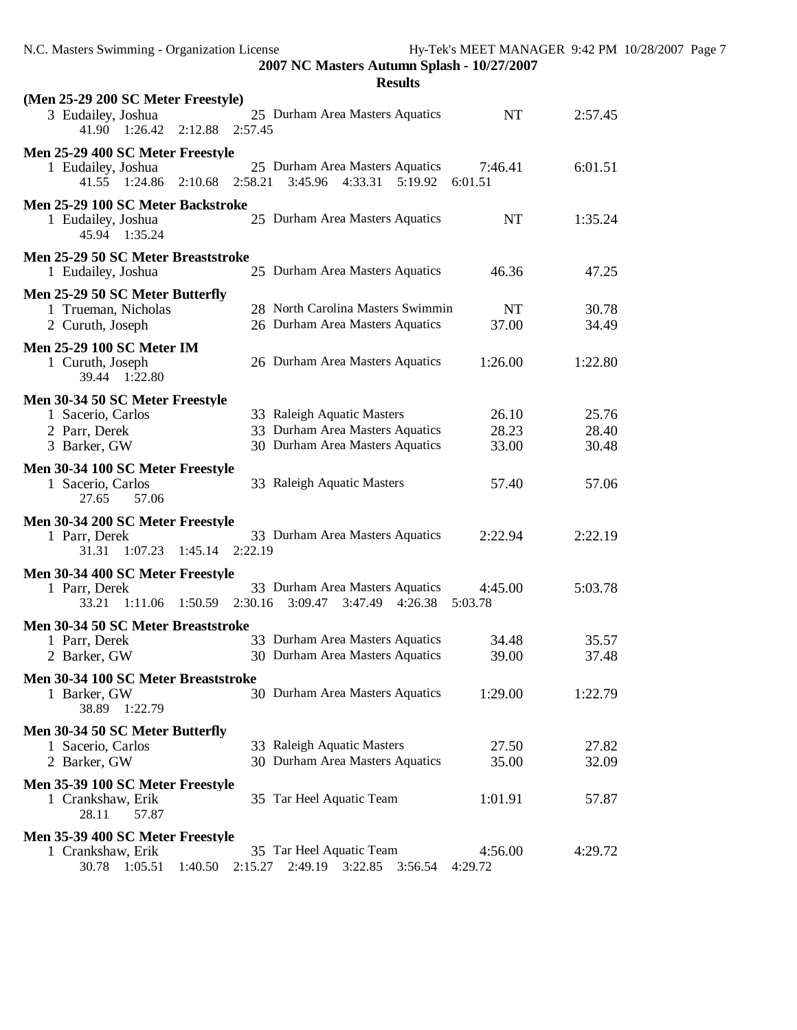**2007 NC Masters Autumn Splash - 10/27/2007**

**Results**

**(Men 25-29 200 SC Meter Freestyle)**

3 Eudailey, Joshua — 25 Durham Area Masters Aquatics — NT — 2:57.45
41.90 1:26.42 2:12.88 2:57.45

**Men 25-29 400 SC Meter Freestyle**

1 Eudailey, Joshua — 25 Durham Area Masters Aquatics — 7:46.41 — 6:01.51
41.55 1:24.86 2:10.68 2:58.21 3:45.96 4:33.31 5:19.92 6:01.51

**Men 25-29 100 SC Meter Backstroke**

1 Eudailey, Joshua — 25 Durham Area Masters Aquatics — NT — 1:35.24
45.94 1:35.24

**Men 25-29 50 SC Meter Breaststroke**

1 Eudailey, Joshua — 25 Durham Area Masters Aquatics — 46.36 — 47.25

**Men 25-29 50 SC Meter Butterfly**

1 Trueman, Nicholas — 28 North Carolina Masters Swimmin — NT — 30.78
2 Curuth, Joseph — 26 Durham Area Masters Aquatics — 37.00 — 34.49

**Men 25-29 100 SC Meter IM**

1 Curuth, Joseph — 26 Durham Area Masters Aquatics — 1:26.00 — 1:22.80
39.44 1:22.80

**Men 30-34 50 SC Meter Freestyle**

1 Sacerio, Carlos — 33 Raleigh Aquatic Masters — 26.10 — 25.76
2 Parr, Derek — 33 Durham Area Masters Aquatics — 28.23 — 28.40
3 Barker, GW — 30 Durham Area Masters Aquatics — 33.00 — 30.48

**Men 30-34 100 SC Meter Freestyle**

1 Sacerio, Carlos — 33 Raleigh Aquatic Masters — 57.40 — 57.06
27.65 57.06

**Men 30-34 200 SC Meter Freestyle**

1 Parr, Derek — 33 Durham Area Masters Aquatics — 2:22.94 — 2:22.19
31.31 1:07.23 1:45.14 2:22.19

**Men 30-34 400 SC Meter Freestyle**

1 Parr, Derek — 33 Durham Area Masters Aquatics — 4:45.00 — 5:03.78
33.21 1:11.06 1:50.59 2:30.16 3:09.47 3:47.49 4:26.38 5:03.78

**Men 30-34 50 SC Meter Breaststroke**

1 Parr, Derek — 33 Durham Area Masters Aquatics — 34.48 — 35.57
2 Barker, GW — 30 Durham Area Masters Aquatics — 39.00 — 37.48

**Men 30-34 100 SC Meter Breaststroke**

1 Barker, GW — 30 Durham Area Masters Aquatics — 1:29.00 — 1:22.79
38.89 1:22.79

**Men 30-34 50 SC Meter Butterfly**

1 Sacerio, Carlos — 33 Raleigh Aquatic Masters — 27.50 — 27.82
2 Barker, GW — 30 Durham Area Masters Aquatics — 35.00 — 32.09

**Men 35-39 100 SC Meter Freestyle**

1 Crankshaw, Erik — 35 Tar Heel Aquatic Team — 1:01.91 — 57.87
28.11 57.87

**Men 35-39 400 SC Meter Freestyle**

1 Crankshaw, Erik — 35 Tar Heel Aquatic Team — 4:56.00 — 4:29.72
30.78 1:05.51 1:40.50 2:15.27 2:49.19 3:22.85 3:56.54 4:29.72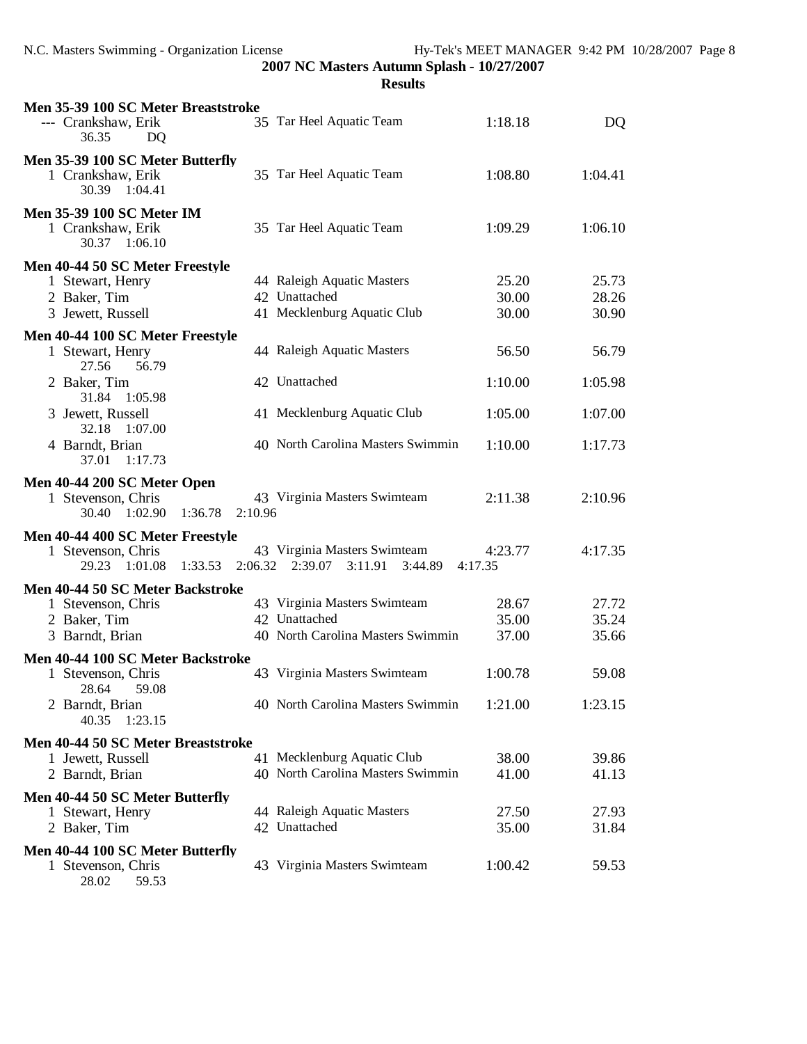**2007 NC Masters Autumn Splash - 10/27/2007**

**Results**

**Men 35-39 100 SC Meter Breaststroke**

| Place | Name | Age | Team | Seed | Finals |
|---|---|---|---|---|---|
| --- | Crankshaw, Erik | 35 | Tar Heel Aquatic Team | 1:18.18 | DQ |
| | 36.35 DQ | | | | |

**Men 35-39 100 SC Meter Butterfly**

| Place | Name | Age | Team | Seed | Finals |
|---|---|---|---|---|---|
| 1 | Crankshaw, Erik | 35 | Tar Heel Aquatic Team | 1:08.80 | 1:04.41 |
| | 30.39 1:04.41 | | | | |

**Men 35-39 100 SC Meter IM**

| Place | Name | Age | Team | Seed | Finals |
|---|---|---|---|---|---|
| 1 | Crankshaw, Erik | 35 | Tar Heel Aquatic Team | 1:09.29 | 1:06.10 |
| | 30.37 1:06.10 | | | | |

**Men 40-44 50 SC Meter Freestyle**

| Place | Name | Age | Team | Seed | Finals |
|---|---|---|---|---|---|
| 1 | Stewart, Henry | 44 | Raleigh Aquatic Masters | 25.20 | 25.73 |
| 2 | Baker, Tim | 42 | Unattached | 30.00 | 28.26 |
| 3 | Jewett, Russell | 41 | Mecklenburg Aquatic Club | 30.00 | 30.90 |

**Men 40-44 100 SC Meter Freestyle**

| Place | Name | Age | Team | Seed | Finals |
|---|---|---|---|---|---|
| 1 | Stewart, Henry | 44 | Raleigh Aquatic Masters | 56.50 | 56.79 |
| | 27.56 56.79 | | | | |
| 2 | Baker, Tim | 42 | Unattached | 1:10.00 | 1:05.98 |
| | 31.84 1:05.98 | | | | |
| 3 | Jewett, Russell | 41 | Mecklenburg Aquatic Club | 1:05.00 | 1:07.00 |
| | 32.18 1:07.00 | | | | |
| 4 | Barndt, Brian | 40 | North Carolina Masters Swimmin | 1:10.00 | 1:17.73 |
| | 37.01 1:17.73 | | | | |

**Men 40-44 200 SC Meter Open**

| Place | Name | Age | Team | Seed | Finals |
|---|---|---|---|---|---|
| 1 | Stevenson, Chris | 43 | Virginia Masters Swimteam | 2:11.38 | 2:10.96 |
| | 30.40 1:02.90 1:36.78 2:10.96 | | | | |

**Men 40-44 400 SC Meter Freestyle**

| Place | Name | Age | Team | Seed | Finals |
|---|---|---|---|---|---|
| 1 | Stevenson, Chris | 43 | Virginia Masters Swimteam | 4:23.77 | 4:17.35 |
| | 29.23 1:01.08 1:33.53 2:06.32 2:39.07 3:11.91 3:44.89 4:17.35 | | | | |

**Men 40-44 50 SC Meter Backstroke**

| Place | Name | Age | Team | Seed | Finals |
|---|---|---|---|---|---|
| 1 | Stevenson, Chris | 43 | Virginia Masters Swimteam | 28.67 | 27.72 |
| 2 | Baker, Tim | 42 | Unattached | 35.00 | 35.24 |
| 3 | Barndt, Brian | 40 | North Carolina Masters Swimmin | 37.00 | 35.66 |

**Men 40-44 100 SC Meter Backstroke**

| Place | Name | Age | Team | Seed | Finals |
|---|---|---|---|---|---|
| 1 | Stevenson, Chris | 43 | Virginia Masters Swimteam | 1:00.78 | 59.08 |
| | 28.64 59.08 | | | | |
| 2 | Barndt, Brian | 40 | North Carolina Masters Swimmin | 1:21.00 | 1:23.15 |
| | 40.35 1:23.15 | | | | |

**Men 40-44 50 SC Meter Breaststroke**

| Place | Name | Age | Team | Seed | Finals |
|---|---|---|---|---|---|
| 1 | Jewett, Russell | 41 | Mecklenburg Aquatic Club | 38.00 | 39.86 |
| 2 | Barndt, Brian | 40 | North Carolina Masters Swimmin | 41.00 | 41.13 |

**Men 40-44 50 SC Meter Butterfly**

| Place | Name | Age | Team | Seed | Finals |
|---|---|---|---|---|---|
| 1 | Stewart, Henry | 44 | Raleigh Aquatic Masters | 27.50 | 27.93 |
| 2 | Baker, Tim | 42 | Unattached | 35.00 | 31.84 |

**Men 40-44 100 SC Meter Butterfly**

| Place | Name | Age | Team | Seed | Finals |
|---|---|---|---|---|---|
| 1 | Stevenson, Chris | 43 | Virginia Masters Swimteam | 1:00.42 | 59.53 |
| | 28.02 59.53 | | | | |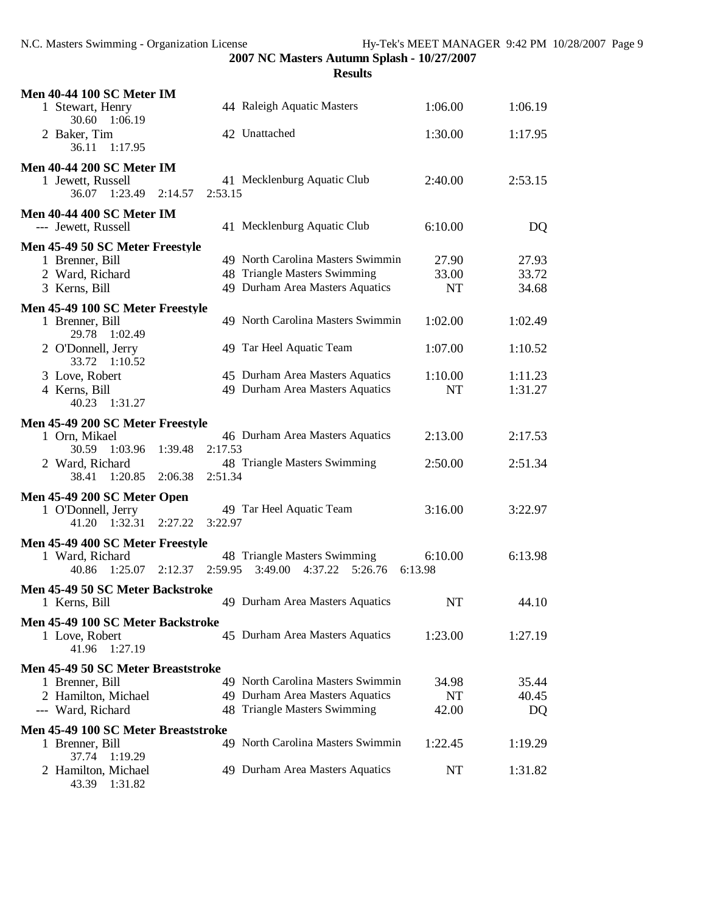**2007 NC Masters Autumn Splash - 10/27/2007**

**Results**

### Men 40-44 100 SC Meter IM

1 Stewart, Henry — 44 Raleigh Aquatic Masters — 1:06.00 — 1:06.19
30.60 1:06.19

2 Baker, Tim — 42 Unattached — 1:30.00 — 1:17.95
36.11 1:17.95

### Men 40-44 200 SC Meter IM

1 Jewett, Russell — 41 Mecklenburg Aquatic Club — 2:40.00 — 2:53.15
36.07 1:23.49 2:14.57 2:53.15

### Men 40-44 400 SC Meter IM

--- Jewett, Russell — 41 Mecklenburg Aquatic Club — 6:10.00 — DQ

### Men 45-49 50 SC Meter Freestyle

1 Brenner, Bill — 49 North Carolina Masters Swimmin — 27.90 — 27.93

2 Ward, Richard — 48 Triangle Masters Swimming — 33.00 — 33.72

3 Kerns, Bill — 49 Durham Area Masters Aquatics — NT — 34.68

### Men 45-49 100 SC Meter Freestyle

1 Brenner, Bill — 49 North Carolina Masters Swimmin — 1:02.00 — 1:02.49
29.78 1:02.49

2 O'Donnell, Jerry — 49 Tar Heel Aquatic Team — 1:07.00 — 1:10.52
33.72 1:10.52

3 Love, Robert — 45 Durham Area Masters Aquatics — 1:10.00 — 1:11.23

4 Kerns, Bill — 49 Durham Area Masters Aquatics — NT — 1:31.27
40.23 1:31.27

### Men 45-49 200 SC Meter Freestyle

1 Orn, Mikael — 46 Durham Area Masters Aquatics — 2:13.00 — 2:17.53
30.59 1:03.96 1:39.48 2:17.53

2 Ward, Richard — 48 Triangle Masters Swimming — 2:50.00 — 2:51.34
38.41 1:20.85 2:06.38 2:51.34

### Men 45-49 200 SC Meter Open

1 O'Donnell, Jerry — 49 Tar Heel Aquatic Team — 3:16.00 — 3:22.97
41.20 1:32.31 2:27.22 3:22.97

### Men 45-49 400 SC Meter Freestyle

1 Ward, Richard — 48 Triangle Masters Swimming — 6:10.00 — 6:13.98
40.86 1:25.07 2:12.37 2:59.95 3:49.00 4:37.22 5:26.76 6:13.98

### Men 45-49 50 SC Meter Backstroke

1 Kerns, Bill — 49 Durham Area Masters Aquatics — NT — 44.10

### Men 45-49 100 SC Meter Backstroke

1 Love, Robert — 45 Durham Area Masters Aquatics — 1:23.00 — 1:27.19
41.96 1:27.19

### Men 45-49 50 SC Meter Breaststroke

1 Brenner, Bill — 49 North Carolina Masters Swimmin — 34.98 — 35.44

2 Hamilton, Michael — 49 Durham Area Masters Aquatics — NT — 40.45

--- Ward, Richard — 48 Triangle Masters Swimming — 42.00 — DQ

### Men 45-49 100 SC Meter Breaststroke

1 Brenner, Bill — 49 North Carolina Masters Swimmin — 1:22.45 — 1:19.29
37.74 1:19.29

2 Hamilton, Michael — 49 Durham Area Masters Aquatics — NT — 1:31.82
43.39 1:31.82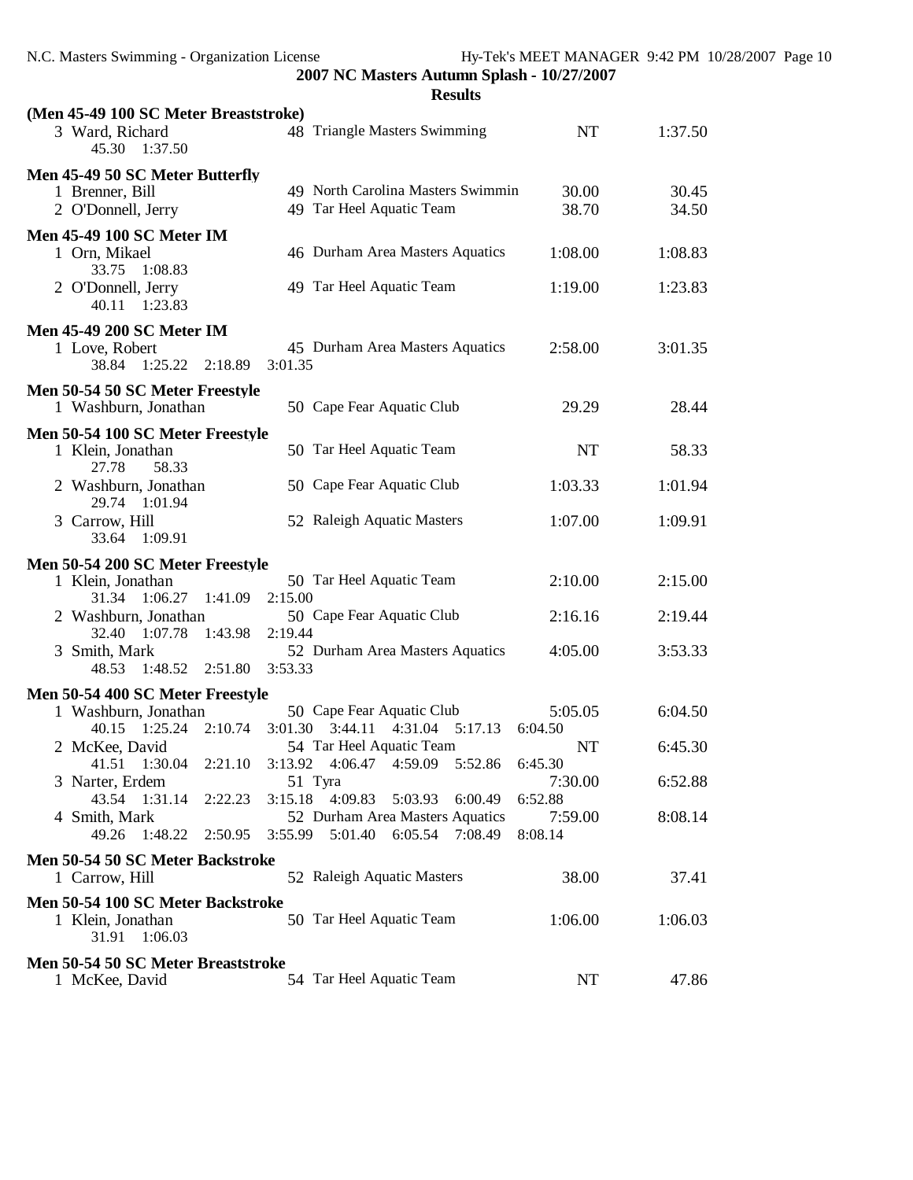2007 NC Masters Autumn Splash - 10/27/2007

**Results**

**(Men 45-49 100 SC Meter Breaststroke)**

| | Name | Age | Team | Seed | Finals |
|---|---|---|---|---|---|
| 3 | Ward, Richard | 48 | Triangle Masters Swimming | NT | 1:37.50 |
| | 45.30 1:37.50 | | | | |

**Men 45-49 50 SC Meter Butterfly**

| | Name | Age | Team | Seed | Finals |
|---|---|---|---|---|---|
| 1 | Brenner, Bill | 49 | North Carolina Masters Swimmin | 30.00 | 30.45 |
| 2 | O'Donnell, Jerry | 49 | Tar Heel Aquatic Team | 38.70 | 34.50 |

**Men 45-49 100 SC Meter IM**

| | Name | Age | Team | Seed | Finals |
|---|---|---|---|---|---|
| 1 | Orn, Mikael | 46 | Durham Area Masters Aquatics | 1:08.00 | 1:08.83 |
| | 33.75 1:08.83 | | | | |
| 2 | O'Donnell, Jerry | 49 | Tar Heel Aquatic Team | 1:19.00 | 1:23.83 |
| | 40.11 1:23.83 | | | | |

**Men 45-49 200 SC Meter IM**

| | Name | Age | Team | Seed | Finals |
|---|---|---|---|---|---|
| 1 | Love, Robert | 45 | Durham Area Masters Aquatics | 2:58.00 | 3:01.35 |
| | 38.84 1:25.22 2:18.89 3:01.35 | | | | |

**Men 50-54 50 SC Meter Freestyle**

| | Name | Age | Team | Seed | Finals |
|---|---|---|---|---|---|
| 1 | Washburn, Jonathan | 50 | Cape Fear Aquatic Club | 29.29 | 28.44 |

**Men 50-54 100 SC Meter Freestyle**

| | Name | Age | Team | Seed | Finals |
|---|---|---|---|---|---|
| 1 | Klein, Jonathan | 50 | Tar Heel Aquatic Team | NT | 58.33 |
| | 27.78 58.33 | | | | |
| 2 | Washburn, Jonathan | 50 | Cape Fear Aquatic Club | 1:03.33 | 1:01.94 |
| | 29.74 1:01.94 | | | | |
| 3 | Carrow, Hill | 52 | Raleigh Aquatic Masters | 1:07.00 | 1:09.91 |
| | 33.64 1:09.91 | | | | |

**Men 50-54 200 SC Meter Freestyle**

| | Name | Age | Team | Seed | Finals |
|---|---|---|---|---|---|
| 1 | Klein, Jonathan | 50 | Tar Heel Aquatic Team | 2:10.00 | 2:15.00 |
| | 31.34 1:06.27 1:41.09 2:15.00 | | | | |
| 2 | Washburn, Jonathan | 50 | Cape Fear Aquatic Club | 2:16.16 | 2:19.44 |
| | 32.40 1:07.78 1:43.98 2:19.44 | | | | |
| 3 | Smith, Mark | 52 | Durham Area Masters Aquatics | 4:05.00 | 3:53.33 |
| | 48.53 1:48.52 2:51.80 3:53.33 | | | | |

**Men 50-54 400 SC Meter Freestyle**

| | Name | Age | Team | Seed | Finals |
|---|---|---|---|---|---|
| 1 | Washburn, Jonathan | 50 | Cape Fear Aquatic Club | 5:05.05 | 6:04.50 |
| | 40.15 1:25.24 2:10.74 3:01.30 3:44.11 4:31.04 5:17.13 6:04.50 | | | | |
| 2 | McKee, David | 54 | Tar Heel Aquatic Team | NT | 6:45.30 |
| | 41.51 1:30.04 2:21.10 3:13.92 4:06.47 4:59.09 5:52.86 6:45.30 | | | | |
| 3 | Narter, Erdem | 51 | Tyra | 7:30.00 | 6:52.88 |
| | 43.54 1:31.14 2:22.23 3:15.18 4:09.83 5:03.93 6:00.49 6:52.88 | | | | |
| 4 | Smith, Mark | 52 | Durham Area Masters Aquatics | 7:59.00 | 8:08.14 |
| | 49.26 1:48.22 2:50.95 3:55.99 5:01.40 6:05.54 7:08.49 8:08.14 | | | | |

**Men 50-54 50 SC Meter Backstroke**

| | Name | Age | Team | Seed | Finals |
|---|---|---|---|---|---|
| 1 | Carrow, Hill | 52 | Raleigh Aquatic Masters | 38.00 | 37.41 |

**Men 50-54 100 SC Meter Backstroke**

| | Name | Age | Team | Seed | Finals |
|---|---|---|---|---|---|
| 1 | Klein, Jonathan | 50 | Tar Heel Aquatic Team | 1:06.00 | 1:06.03 |
| | 31.91 1:06.03 | | | | |

**Men 50-54 50 SC Meter Breaststroke**

| | Name | Age | Team | Seed | Finals |
|---|---|---|---|---|---|
| 1 | McKee, David | 54 | Tar Heel Aquatic Team | NT | 47.86 |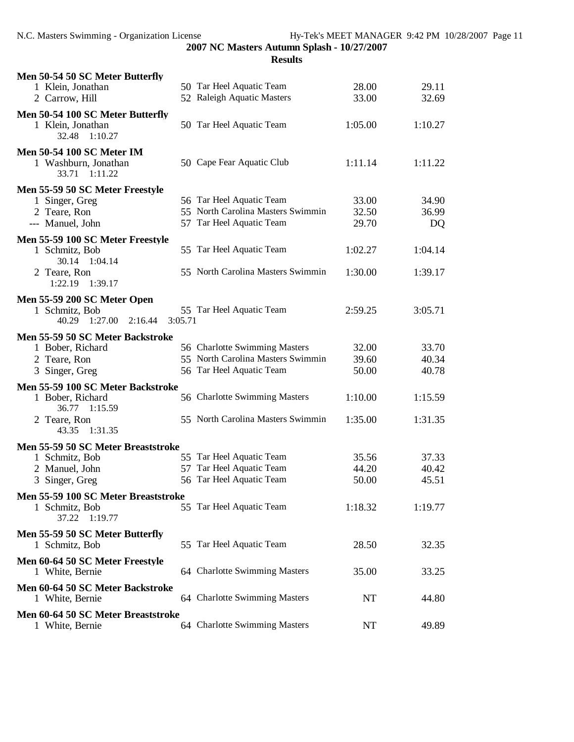**2007 NC Masters Autumn Splash - 10/27/2007**

**Results**

### Men 50-54 50 SC Meter Butterfly

| Place | Name | Age | Team | Seed Time | Finals Time |
|---|---|---|---|---|---|
| 1 | Klein, Jonathan | 50 | Tar Heel Aquatic Team | 28.00 | 29.11 |
| 2 | Carrow, Hill | 52 | Raleigh Aquatic Masters | 33.00 | 32.69 |

### Men 50-54 100 SC Meter Butterfly

| Place | Name | Age | Team | Seed Time | Finals Time |
|---|---|---|---|---|---|
| 1 | Klein, Jonathan | 50 | Tar Heel Aquatic Team | 1:05.00 | 1:10.27 |
| | 32.48 1:10.27 | | | | |

### Men 50-54 100 SC Meter IM

| Place | Name | Age | Team | Seed Time | Finals Time |
|---|---|---|---|---|---|
| 1 | Washburn, Jonathan | 50 | Cape Fear Aquatic Club | 1:11.14 | 1:11.22 |
| | 33.71 1:11.22 | | | | |

### Men 55-59 50 SC Meter Freestyle

| Place | Name | Age | Team | Seed Time | Finals Time |
|---|---|---|---|---|---|
| 1 | Singer, Greg | 56 | Tar Heel Aquatic Team | 33.00 | 34.90 |
| 2 | Teare, Ron | 55 | North Carolina Masters Swimmin | 32.50 | 36.99 |
| --- | Manuel, John | 57 | Tar Heel Aquatic Team | 29.70 | DQ |

### Men 55-59 100 SC Meter Freestyle

| Place | Name | Age | Team | Seed Time | Finals Time |
|---|---|---|---|---|---|
| 1 | Schmitz, Bob | 55 | Tar Heel Aquatic Team | 1:02.27 | 1:04.14 |
| | 30.14 1:04.14 | | | | |
| 2 | Teare, Ron | 55 | North Carolina Masters Swimmin | 1:30.00 | 1:39.17 |
| | 1:22.19 1:39.17 | | | | |

### Men 55-59 200 SC Meter Open

| Place | Name | Age | Team | Seed Time | Finals Time |
|---|---|---|---|---|---|
| 1 | Schmitz, Bob | 55 | Tar Heel Aquatic Team | 2:59.25 | 3:05.71 |
| | 40.29 1:27.00 2:16.44 3:05.71 | | | | |

### Men 55-59 50 SC Meter Backstroke

| Place | Name | Age | Team | Seed Time | Finals Time |
|---|---|---|---|---|---|
| 1 | Bober, Richard | 56 | Charlotte Swimming Masters | 32.00 | 33.70 |
| 2 | Teare, Ron | 55 | North Carolina Masters Swimmin | 39.60 | 40.34 |
| 3 | Singer, Greg | 56 | Tar Heel Aquatic Team | 50.00 | 40.78 |

### Men 55-59 100 SC Meter Backstroke

| Place | Name | Age | Team | Seed Time | Finals Time |
|---|---|---|---|---|---|
| 1 | Bober, Richard | 56 | Charlotte Swimming Masters | 1:10.00 | 1:15.59 |
| | 36.77 1:15.59 | | | | |
| 2 | Teare, Ron | 55 | North Carolina Masters Swimmin | 1:35.00 | 1:31.35 |
| | 43.35 1:31.35 | | | | |

### Men 55-59 50 SC Meter Breaststroke

| Place | Name | Age | Team | Seed Time | Finals Time |
|---|---|---|---|---|---|
| 1 | Schmitz, Bob | 55 | Tar Heel Aquatic Team | 35.56 | 37.33 |
| 2 | Manuel, John | 57 | Tar Heel Aquatic Team | 44.20 | 40.42 |
| 3 | Singer, Greg | 56 | Tar Heel Aquatic Team | 50.00 | 45.51 |

### Men 55-59 100 SC Meter Breaststroke

| Place | Name | Age | Team | Seed Time | Finals Time |
|---|---|---|---|---|---|
| 1 | Schmitz, Bob | 55 | Tar Heel Aquatic Team | 1:18.32 | 1:19.77 |
| | 37.22 1:19.77 | | | | |

### Men 55-59 50 SC Meter Butterfly

| Place | Name | Age | Team | Seed Time | Finals Time |
|---|---|---|---|---|---|
| 1 | Schmitz, Bob | 55 | Tar Heel Aquatic Team | 28.50 | 32.35 |

### Men 60-64 50 SC Meter Freestyle

| Place | Name | Age | Team | Seed Time | Finals Time |
|---|---|---|---|---|---|
| 1 | White, Bernie | 64 | Charlotte Swimming Masters | 35.00 | 33.25 |

### Men 60-64 50 SC Meter Backstroke

| Place | Name | Age | Team | Seed Time | Finals Time |
|---|---|---|---|---|---|
| 1 | White, Bernie | 64 | Charlotte Swimming Masters | NT | 44.80 |

### Men 60-64 50 SC Meter Breaststroke

| Place | Name | Age | Team | Seed Time | Finals Time |
|---|---|---|---|---|---|
| 1 | White, Bernie | 64 | Charlotte Swimming Masters | NT | 49.89 |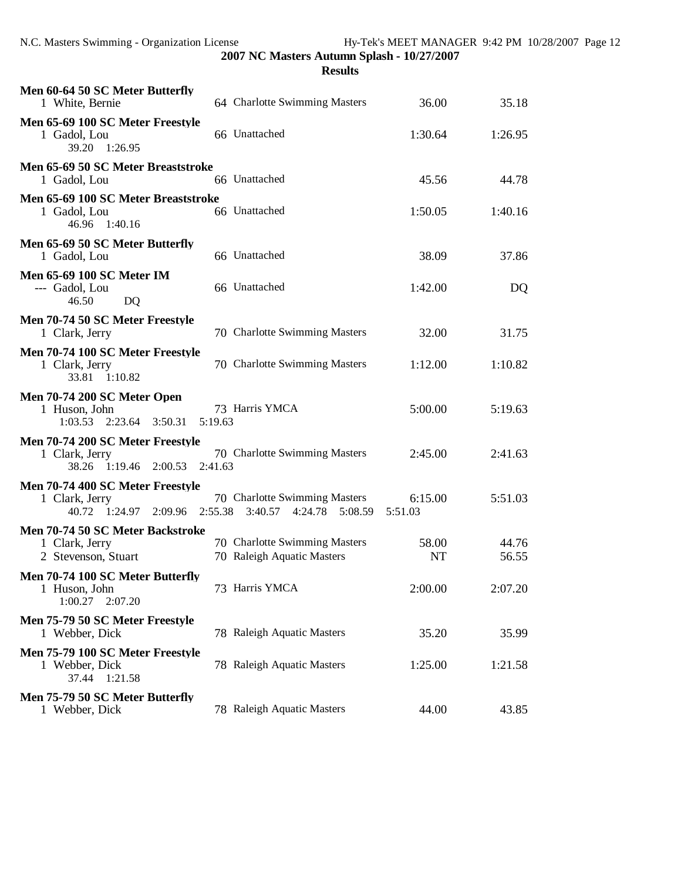**2007 NC Masters Autumn Splash - 10/27/2007**

**Results**

**Men 60-64 50 SC Meter Butterfly**

| | Name | Age | Team | Seed Time | Finals Time |
|---|---|---|---|---|---|
| 1 | White, Bernie | 64 | Charlotte Swimming Masters | 36.00 | 35.18 |

**Men 65-69 100 SC Meter Freestyle**

| | Name | Age | Team | Seed Time | Finals Time |
|---|---|---|---|---|---|
| 1 | Gadol, Lou | 66 | Unattached | 1:30.64 | 1:26.95 |

39.20 1:26.95

**Men 65-69 50 SC Meter Breaststroke**

| | Name | Age | Team | Seed Time | Finals Time |
|---|---|---|---|---|---|
| 1 | Gadol, Lou | 66 | Unattached | 45.56 | 44.78 |

**Men 65-69 100 SC Meter Breaststroke**

| | Name | Age | Team | Seed Time | Finals Time |
|---|---|---|---|---|---|
| 1 | Gadol, Lou | 66 | Unattached | 1:50.05 | 1:40.16 |

46.96 1:40.16

**Men 65-69 50 SC Meter Butterfly**

| | Name | Age | Team | Seed Time | Finals Time |
|---|---|---|---|---|---|
| 1 | Gadol, Lou | 66 | Unattached | 38.09 | 37.86 |

**Men 65-69 100 SC Meter IM**

| | Name | Age | Team | Seed Time | Finals Time |
|---|---|---|---|---|---|
| --- | Gadol, Lou | 66 | Unattached | 1:42.00 | DQ |

46.50 DQ

**Men 70-74 50 SC Meter Freestyle**

| | Name | Age | Team | Seed Time | Finals Time |
|---|---|---|---|---|---|
| 1 | Clark, Jerry | 70 | Charlotte Swimming Masters | 32.00 | 31.75 |

**Men 70-74 100 SC Meter Freestyle**

| | Name | Age | Team | Seed Time | Finals Time |
|---|---|---|---|---|---|
| 1 | Clark, Jerry | 70 | Charlotte Swimming Masters | 1:12.00 | 1:10.82 |

33.81 1:10.82

**Men 70-74 200 SC Meter Open**

| | Name | Age | Team | Seed Time | Finals Time |
|---|---|---|---|---|---|
| 1 | Huson, John | 73 | Harris YMCA | 5:00.00 | 5:19.63 |

1:03.53 2:23.64 3:50.31 5:19.63

**Men 70-74 200 SC Meter Freestyle**

| | Name | Age | Team | Seed Time | Finals Time |
|---|---|---|---|---|---|
| 1 | Clark, Jerry | 70 | Charlotte Swimming Masters | 2:45.00 | 2:41.63 |

38.26 1:19.46 2:00.53 2:41.63

**Men 70-74 400 SC Meter Freestyle**

| | Name | Age | Team | Seed Time | Finals Time |
|---|---|---|---|---|---|
| 1 | Clark, Jerry | 70 | Charlotte Swimming Masters | 6:15.00 | 5:51.03 |

40.72 1:24.97 2:09.96 2:55.38 3:40.57 4:24.78 5:08.59 5:51.03

**Men 70-74 50 SC Meter Backstroke**

| | Name | Age | Team | Seed Time | Finals Time |
|---|---|---|---|---|---|
| 1 | Clark, Jerry | 70 | Charlotte Swimming Masters | 58.00 | 44.76 |
| 2 | Stevenson, Stuart | 70 | Raleigh Aquatic Masters | NT | 56.55 |

**Men 70-74 100 SC Meter Butterfly**

| | Name | Age | Team | Seed Time | Finals Time |
|---|---|---|---|---|---|
| 1 | Huson, John | 73 | Harris YMCA | 2:00.00 | 2:07.20 |

1:00.27 2:07.20

**Men 75-79 50 SC Meter Freestyle**

| | Name | Age | Team | Seed Time | Finals Time |
|---|---|---|---|---|---|
| 1 | Webber, Dick | 78 | Raleigh Aquatic Masters | 35.20 | 35.99 |

**Men 75-79 100 SC Meter Freestyle**

| | Name | Age | Team | Seed Time | Finals Time |
|---|---|---|---|---|---|
| 1 | Webber, Dick | 78 | Raleigh Aquatic Masters | 1:25.00 | 1:21.58 |

37.44 1:21.58

**Men 75-79 50 SC Meter Butterfly**

| | Name | Age | Team | Seed Time | Finals Time |
|---|---|---|---|---|---|
| 1 | Webber, Dick | 78 | Raleigh Aquatic Masters | 44.00 | 43.85 |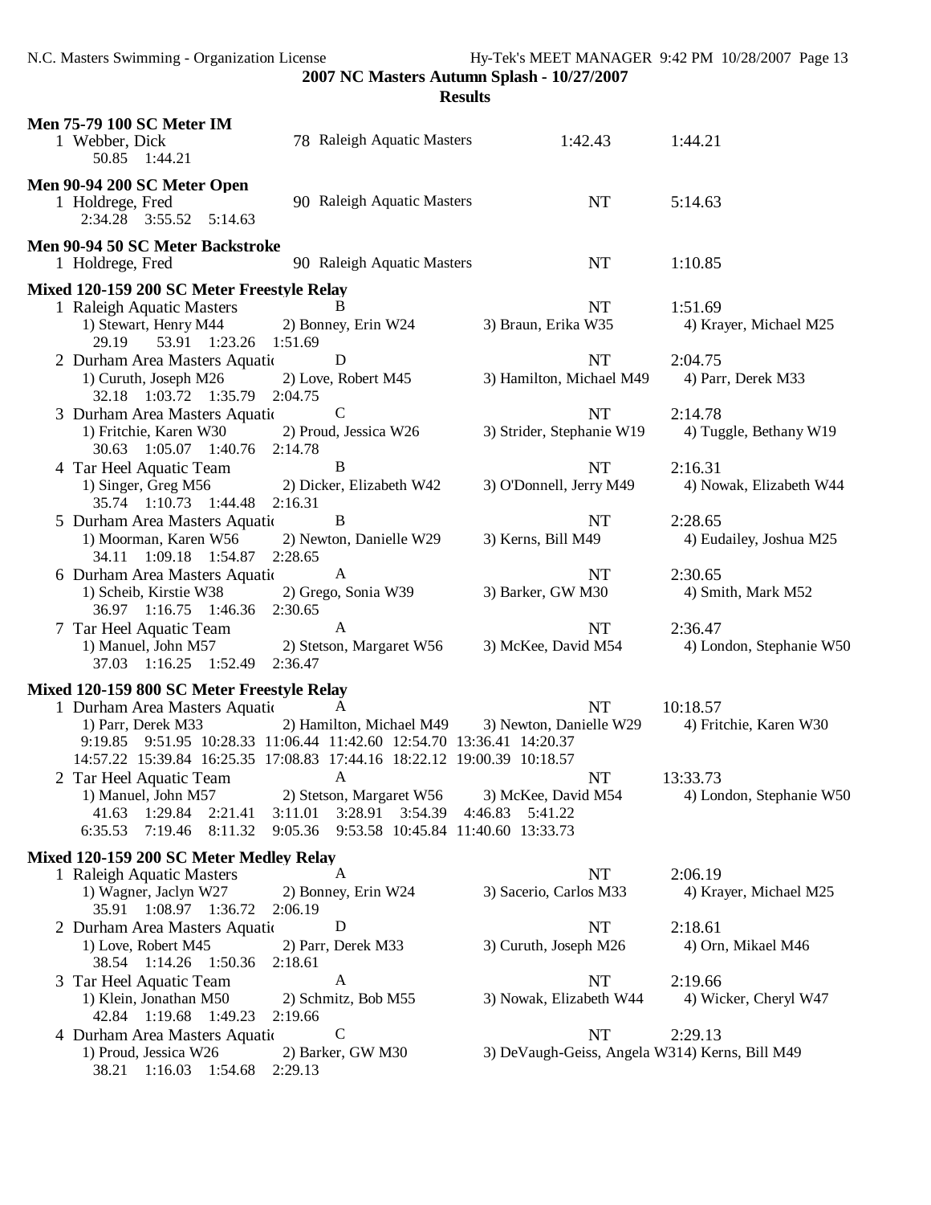## 2007 NC Masters Autumn Splash - 10/27/2007

### Results

**Men 75-79 100 SC Meter IM**

1 Webber, Dick — 78 Raleigh Aquatic Masters — 1:42.43 — 1:44.21
50.85 1:44.21

**Men 90-94 200 SC Meter Open**

1 Holdrege, Fred — 90 Raleigh Aquatic Masters — NT — 5:14.63
2:34.28 3:55.52 5:14.63

**Men 90-94 50 SC Meter Backstroke**

1 Holdrege, Fred — 90 Raleigh Aquatic Masters — NT — 1:10.85

**Mixed 120-159 200 SC Meter Freestyle Relay**

1 Raleigh Aquatic Masters — B — NT — 1:51.69
1) Stewart, Henry M44 2) Bonney, Erin W24 3) Braun, Erika W35 4) Krayer, Michael M25
29.19 53.91 1:23.26 1:51.69

2 Durham Area Masters Aquatic — D — NT — 2:04.75
1) Curuth, Joseph M26 2) Love, Robert M45 3) Hamilton, Michael M49 4) Parr, Derek M33
32.18 1:03.72 1:35.79 2:04.75

3 Durham Area Masters Aquatic — C — NT — 2:14.78
1) Fritchie, Karen W30 2) Proud, Jessica W26 3) Strider, Stephanie W19 4) Tuggle, Bethany W19
30.63 1:05.07 1:40.76 2:14.78

4 Tar Heel Aquatic Team — B — NT — 2:16.31
1) Singer, Greg M56 2) Dicker, Elizabeth W42 3) O'Donnell, Jerry M49 4) Nowak, Elizabeth W44
35.74 1:10.73 1:44.48 2:16.31

5 Durham Area Masters Aquatic — B — NT — 2:28.65
1) Moorman, Karen W56 2) Newton, Danielle W29 3) Kerns, Bill M49 4) Eudailey, Joshua M25
34.11 1:09.18 1:54.87 2:28.65

6 Durham Area Masters Aquatic — A — NT — 2:30.65
1) Scheib, Kirstie W38 2) Grego, Sonia W39 3) Barker, GW M30 4) Smith, Mark M52
36.97 1:16.75 1:46.36 2:30.65

7 Tar Heel Aquatic Team — A — NT — 2:36.47
1) Manuel, John M57 2) Stetson, Margaret W56 3) McKee, David M54 4) London, Stephanie W50
37.03 1:16.25 1:52.49 2:36.47

**Mixed 120-159 800 SC Meter Freestyle Relay**

1 Durham Area Masters Aquatic — A — NT — 10:18.57
1) Parr, Derek M33 2) Hamilton, Michael M49 3) Newton, Danielle W29 4) Fritchie, Karen W30
9:19.85 9:51.95 10:28.33 11:06.44 11:42.60 12:54.70 13:36.41 14:20.37
14:57.22 15:39.84 16:25.35 17:08.83 17:44.16 18:22.12 19:00.39 10:18.57

2 Tar Heel Aquatic Team — A — NT — 13:33.73
1) Manuel, John M57 2) Stetson, Margaret W56 3) McKee, David M54 4) London, Stephanie W50
41.63 1:29.84 2:21.41 3:11.01 3:28.91 3:54.39 4:46.83 5:41.22
6:35.53 7:19.46 8:11.32 9:05.36 9:53.58 10:45.84 11:40.60 13:33.73

**Mixed 120-159 200 SC Meter Medley Relay**

1 Raleigh Aquatic Masters — A — NT — 2:06.19
1) Wagner, Jaclyn W27 2) Bonney, Erin W24 3) Sacerio, Carlos M33 4) Krayer, Michael M25
35.91 1:08.97 1:36.72 2:06.19

2 Durham Area Masters Aquatic — D — NT — 2:18.61
1) Love, Robert M45 2) Parr, Derek M33 3) Curuth, Joseph M26 4) Orn, Mikael M46
38.54 1:14.26 1:50.36 2:18.61

3 Tar Heel Aquatic Team — A — NT — 2:19.66
1) Klein, Jonathan M50 2) Schmitz, Bob M55 3) Nowak, Elizabeth W44 4) Wicker, Cheryl W47
42.84 1:19.68 1:49.23 2:19.66

4 Durham Area Masters Aquatic — C — NT — 2:29.13
1) Proud, Jessica W26 2) Barker, GW M30 3) DeVaugh-Geiss, Angela W314) Kerns, Bill M49
38.21 1:16.03 1:54.68 2:29.13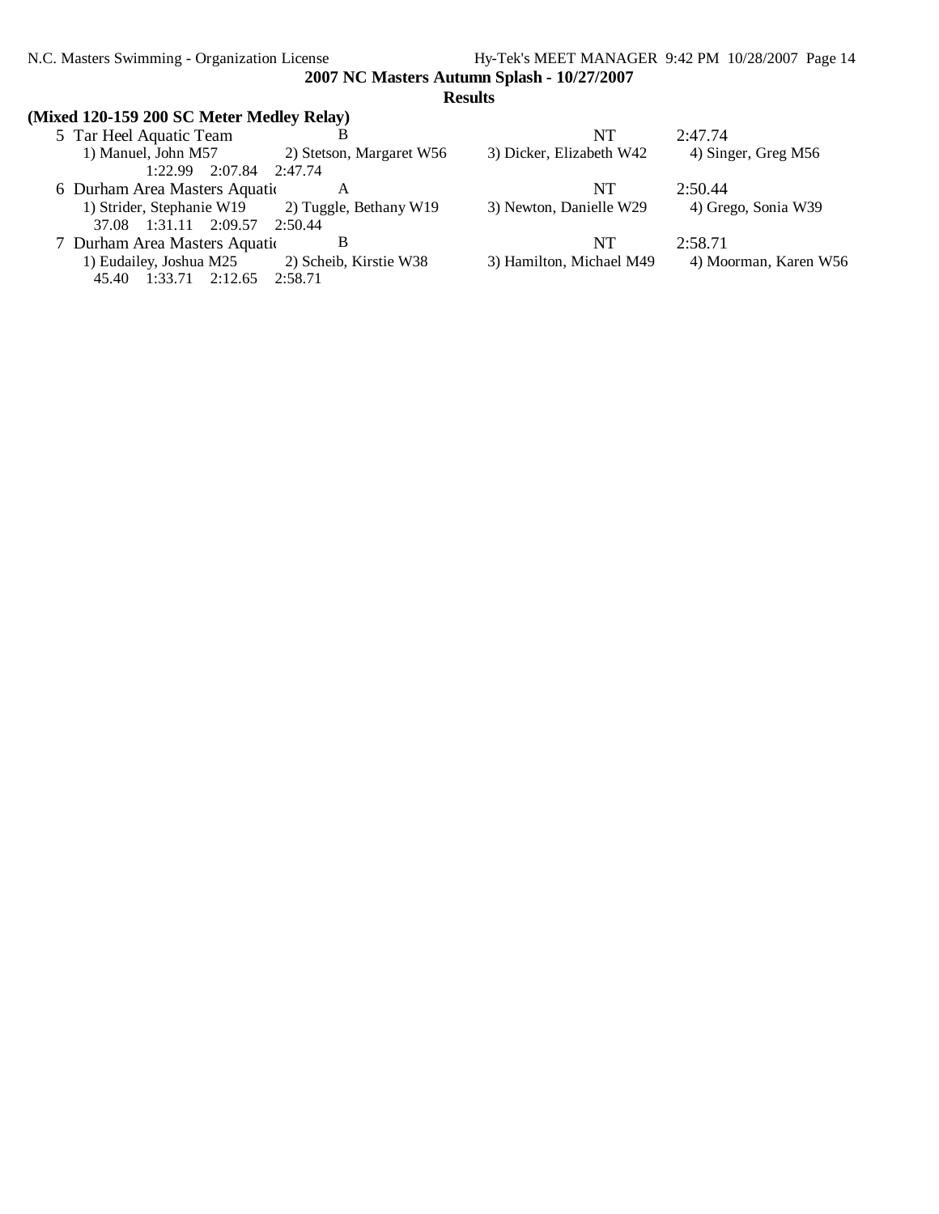**2007 NC Masters Autumn Splash - 10/27/2007**

**Results**

**(Mixed 120-159 200 SC Meter Medley Relay)**

| | | | | |
|---|---|---|---|---|
| 5 | Tar Heel Aquatic Team | B | NT | 2:47.74 |
| | 1) Manuel, John M57 | 2) Stetson, Margaret W56 | 3) Dicker, Elizabeth W42 | 4) Singer, Greg M56 |
| | 1:22.99 2:07.84 2:47.74 | | | |
| 6 | Durham Area Masters Aquatic | A | NT | 2:50.44 |
| | 1) Strider, Stephanie W19 | 2) Tuggle, Bethany W19 | 3) Newton, Danielle W29 | 4) Grego, Sonia W39 |
| | 37.08 1:31.11 2:09.57 2:50.44 | | | |
| 7 | Durham Area Masters Aquatic | B | NT | 2:58.71 |
| | 1) Eudailey, Joshua M25 | 2) Scheib, Kirstie W38 | 3) Hamilton, Michael M49 | 4) Moorman, Karen W56 |
| | 45.40 1:33.71 2:12.65 2:58.71 | | | |